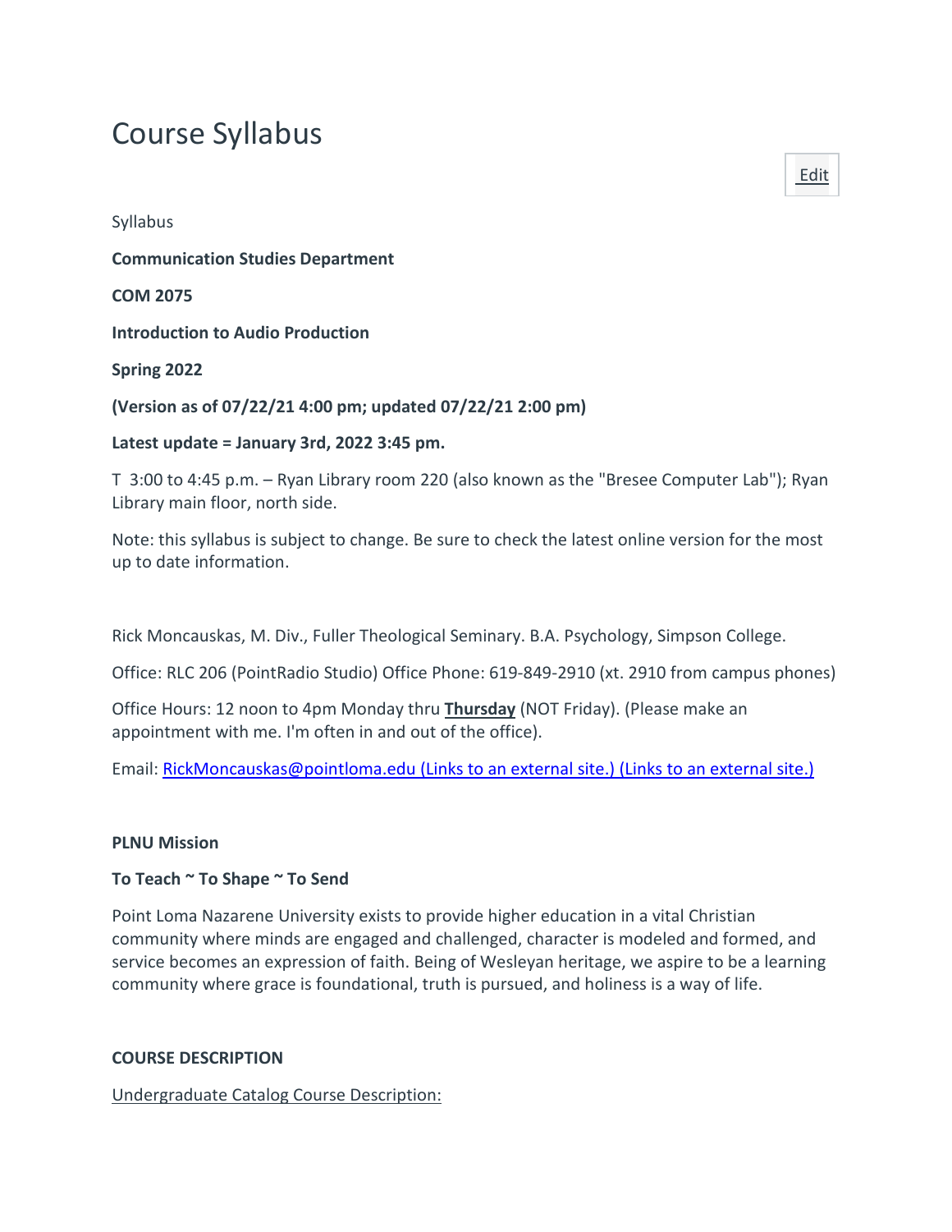# Course Syllabus

Edit

Syllabus

**Communication Studies Department**

**COM 2075**

**Introduction to Audio Production**

**Spring 2022**

**(Version as of 07/22/21 4:00 pm; updated 07/22/21 2:00 pm)**

**Latest update = January 3rd, 2022 3:45 pm.**

T 3:00 to 4:45 p.m. – Ryan Library room 220 (also known as the "Bresee Computer Lab"); Ryan Library main floor, north side.

Note: this syllabus is subject to change. Be sure to check the latest online version for the most up to date information.

Rick Moncauskas, M. Div., Fuller Theological Seminary. B.A. Psychology, Simpson College.

Office: RLC 206 (PointRadio Studio) Office Phone: 619-849-2910 (xt. 2910 from campus phones)

Office Hours: 12 noon to 4pm Monday thru **Thursday** (NOT Friday). (Please make an appointment with me. I'm often in and out of the office).

Email: RickMoncauskas@pointloma.edu (Links to an external site.) (Links to an external site.)

**PLNU Mission**

**To Teach ~ To Shape ~ To Send**

Point Loma Nazarene University exists to provide higher education in a vital Christian community where minds are engaged and challenged, character is modeled and formed, and service becomes an expression of faith. Being of Wesleyan heritage, we aspire to be a learning community where grace is foundational, truth is pursued, and holiness is a way of life.

**COURSE DESCRIPTION**

Undergraduate Catalog Course Description: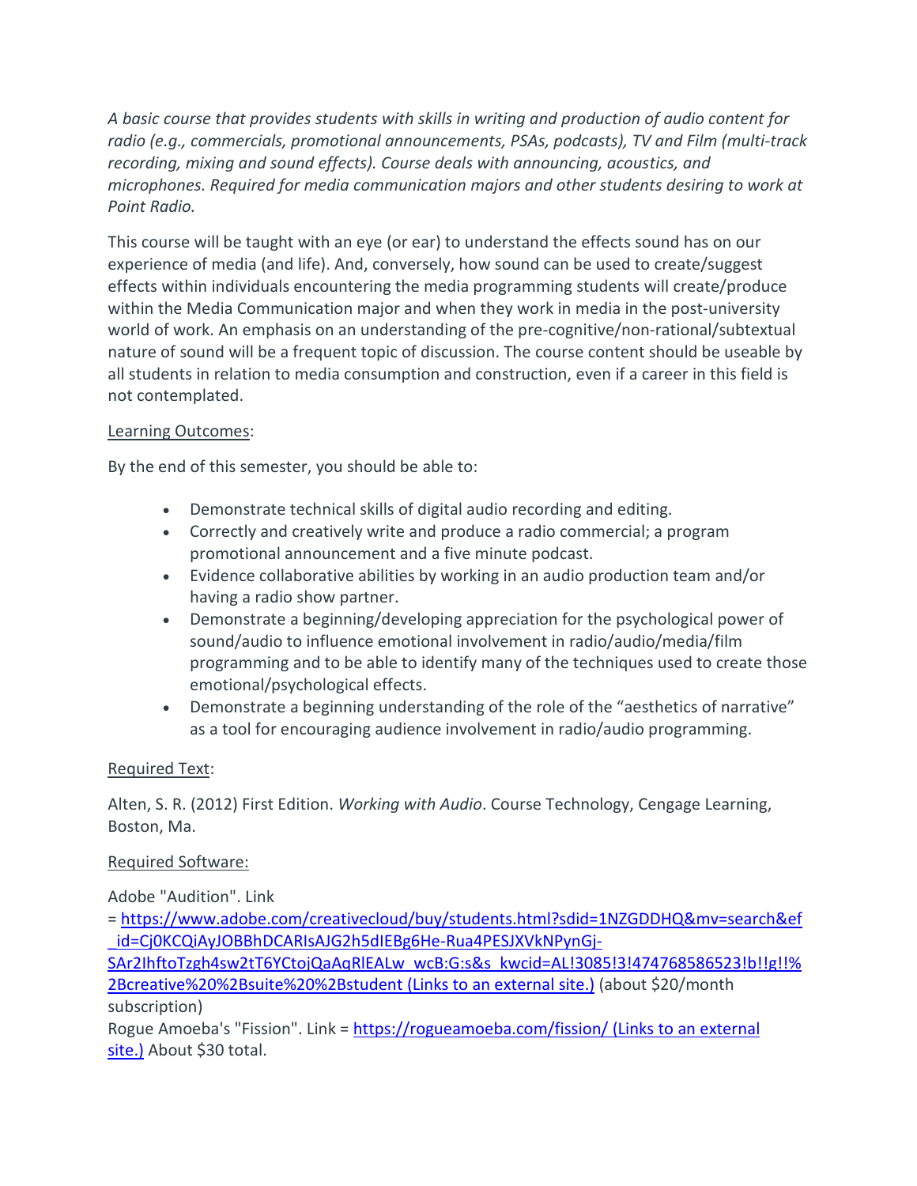*A basic course that provides students with skills in writing and production of audio content for radio (e.g., commercials, promotional announcements, PSAs, podcasts), TV and Film (multi-track recording, mixing and sound effects). Course deals with announcing, acoustics, and microphones. Required for media communication majors and other students desiring to work at Point Radio.*

This course will be taught with an eye (or ear) to understand the effects sound has on our experience of media (and life). And, conversely, how sound can be used to create/suggest effects within individuals encountering the media programming students will create/produce within the Media Communication major and when they work in media in the post-university world of work. An emphasis on an understanding of the pre-cognitive/non-rational/subtextual nature of sound will be a frequent topic of discussion. The course content should be useable by all students in relation to media consumption and construction, even if a career in this field is not contemplated.

Learning Outcomes:

By the end of this semester, you should be able to:

- Demonstrate technical skills of digital audio recording and editing.
- Correctly and creatively write and produce a radio commercial; a program promotional announcement and a five minute podcast.
- Evidence collaborative abilities by working in an audio production team and/or having a radio show partner.
- Demonstrate a beginning/developing appreciation for the psychological power of sound/audio to influence emotional involvement in radio/audio/media/film programming and to be able to identify many of the techniques used to create those emotional/psychological effects.
- Demonstrate a beginning understanding of the role of the "aesthetics of narrative" as a tool for encouraging audience involvement in radio/audio programming.

Required Text:

Alten, S. R. (2012) First Edition. *Working with Audio*. Course Technology, Cengage Learning, Boston, Ma.

Required Software:

Adobe "Audition". Link = [https://www.adobe.com/creativecloud/buy/students.html?sdid=1NZGDDHQ&mv=search&ef_id=Cj0KCQiAyJOBBhDCARIsAJG2h5dIEBg6He-Rua4PESJXVkNPynGj-SAr2IhftoTzgh4sw2tT6YCtojQaAqRlEALw_wcB:G:s&s_kwcid=AL!3085!3!474768586523!b!!g!!%2Bcreative%20%2Bsuite%20%2Bstudent (Links to an external site.)](https://www.adobe.com/creativecloud/buy/students.html?sdid=1NZGDDHQ&mv=search&ef_id=Cj0KCQiAyJOBBhDCARIsAJG2h5dIEBg6He-Rua4PESJXVkNPynGj-SAr2IhftoTzgh4sw2tT6YCtojQaAqRlEALw_wcB:G:s&s_kwcid=AL!3085!3!474768586523!b!!g!!%2Bcreative%20%2Bsuite%20%2Bstudent) (about $20/month subscription)
Rogue Amoeba's "Fission". Link = [https://rogueamoeba.com/fission/ (Links to an external site.)](https://rogueamoeba.com/fission/) About $30 total.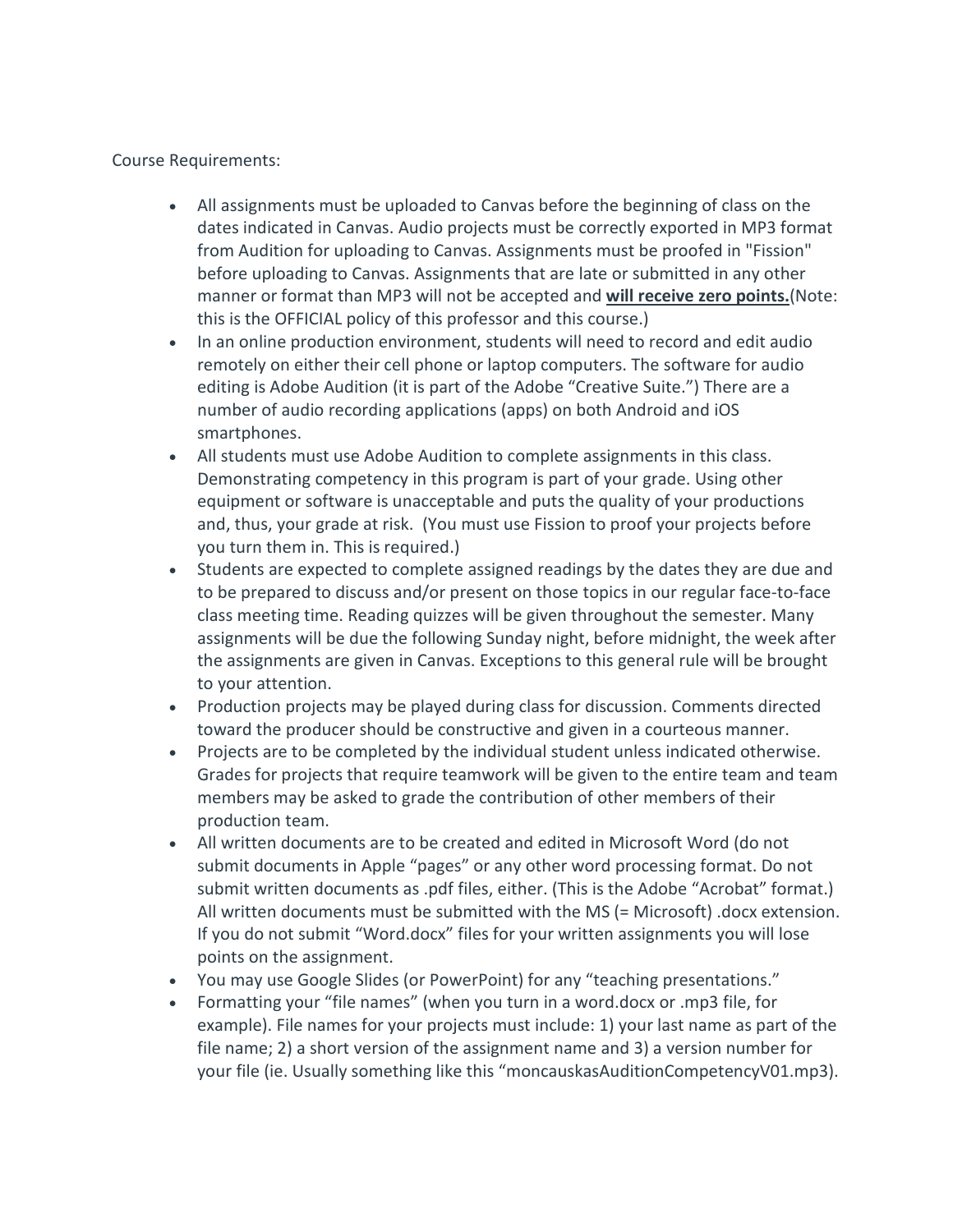Course Requirements:

- All assignments must be uploaded to Canvas before the beginning of class on the dates indicated in Canvas. Audio projects must be correctly exported in MP3 format from Audition for uploading to Canvas. Assignments must be proofed in "Fission" before uploading to Canvas. Assignments that are late or submitted in any other manner or format than MP3 will not be accepted and **<u>will receive zero points.</u>**(Note: this is the OFFICIAL policy of this professor and this course.)
- In an online production environment, students will need to record and edit audio remotely on either their cell phone or laptop computers. The software for audio editing is Adobe Audition (it is part of the Adobe "Creative Suite.") There are a number of audio recording applications (apps) on both Android and iOS smartphones.
- All students must use Adobe Audition to complete assignments in this class. Demonstrating competency in this program is part of your grade. Using other equipment or software is unacceptable and puts the quality of your productions and, thus, your grade at risk. (You must use Fission to proof your projects before you turn them in. This is required.)
- Students are expected to complete assigned readings by the dates they are due and to be prepared to discuss and/or present on those topics in our regular face-to-face class meeting time. Reading quizzes will be given throughout the semester. Many assignments will be due the following Sunday night, before midnight, the week after the assignments are given in Canvas. Exceptions to this general rule will be brought to your attention.
- Production projects may be played during class for discussion. Comments directed toward the producer should be constructive and given in a courteous manner.
- Projects are to be completed by the individual student unless indicated otherwise. Grades for projects that require teamwork will be given to the entire team and team members may be asked to grade the contribution of other members of their production team.
- All written documents are to be created and edited in Microsoft Word (do not submit documents in Apple "pages" or any other word processing format. Do not submit written documents as .pdf files, either. (This is the Adobe "Acrobat" format.) All written documents must be submitted with the MS (= Microsoft) .docx extension. If you do not submit "Word.docx" files for your written assignments you will lose points on the assignment.
- You may use Google Slides (or PowerPoint) for any "teaching presentations."
- Formatting your "file names" (when you turn in a word.docx or .mp3 file, for example). File names for your projects must include: 1) your last name as part of the file name; 2) a short version of the assignment name and 3) a version number for your file (ie. Usually something like this "moncauskasAuditionCompetencyV01.mp3).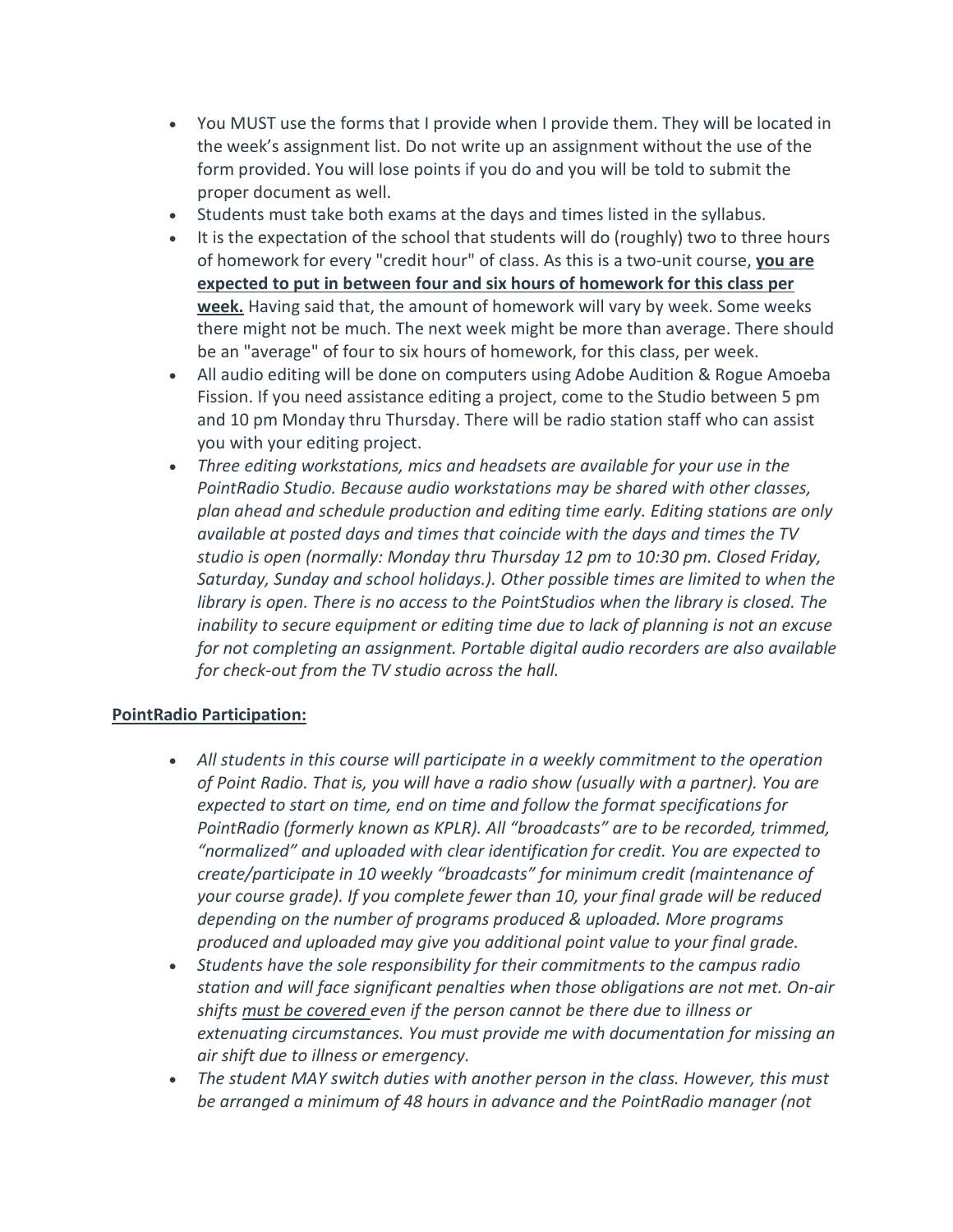- You MUST use the forms that I provide when I provide them. They will be located in the week's assignment list. Do not write up an assignment without the use of the form provided. You will lose points if you do and you will be told to submit the proper document as well.
- Students must take both exams at the days and times listed in the syllabus.
- It is the expectation of the school that students will do (roughly) two to three hours of homework for every "credit hour" of class. As this is a two-unit course, **<u>you are expected to put in between four and six hours of homework for this class per week.</u>** Having said that, the amount of homework will vary by week. Some weeks there might not be much. The next week might be more than average. There should be an "average" of four to six hours of homework, for this class, per week.
- All audio editing will be done on computers using Adobe Audition & Rogue Amoeba Fission. If you need assistance editing a project, come to the Studio between 5 pm and 10 pm Monday thru Thursday. There will be radio station staff who can assist you with your editing project.
- *Three editing workstations, mics and headsets are available for your use in the PointRadio Studio. Because audio workstations may be shared with other classes, plan ahead and schedule production and editing time early. Editing stations are only available at posted days and times that coincide with the days and times the TV studio is open (normally: Monday thru Thursday 12 pm to 10:30 pm. Closed Friday, Saturday, Sunday and school holidays.). Other possible times are limited to when the library is open. There is no access to the PointStudios when the library is closed. The inability to secure equipment or editing time due to lack of planning is not an excuse for not completing an assignment. Portable digital audio recorders are also available for check-out from the TV studio across the hall.*

**<u>PointRadio Participation:</u>**

- *All students in this course will participate in a weekly commitment to the operation of Point Radio. That is, you will have a radio show (usually with a partner). You are expected to start on time, end on time and follow the format specifications for PointRadio (formerly known as KPLR). All "broadcasts" are to be recorded, trimmed, "normalized" and uploaded with clear identification for credit. You are expected to create/participate in 10 weekly "broadcasts" for minimum credit (maintenance of your course grade). If you complete fewer than 10, your final grade will be reduced depending on the number of programs produced & uploaded. More programs produced and uploaded may give you additional point value to your final grade.*
- *Students have the sole responsibility for their commitments to the campus radio station and will face significant penalties when those obligations are not met. On-air shifts <u>must be covered</u> even if the person cannot be there due to illness or extenuating circumstances. You must provide me with documentation for missing an air shift due to illness or emergency.*
- *The student MAY switch duties with another person in the class. However, this must be arranged a minimum of 48 hours in advance and the PointRadio manager (not*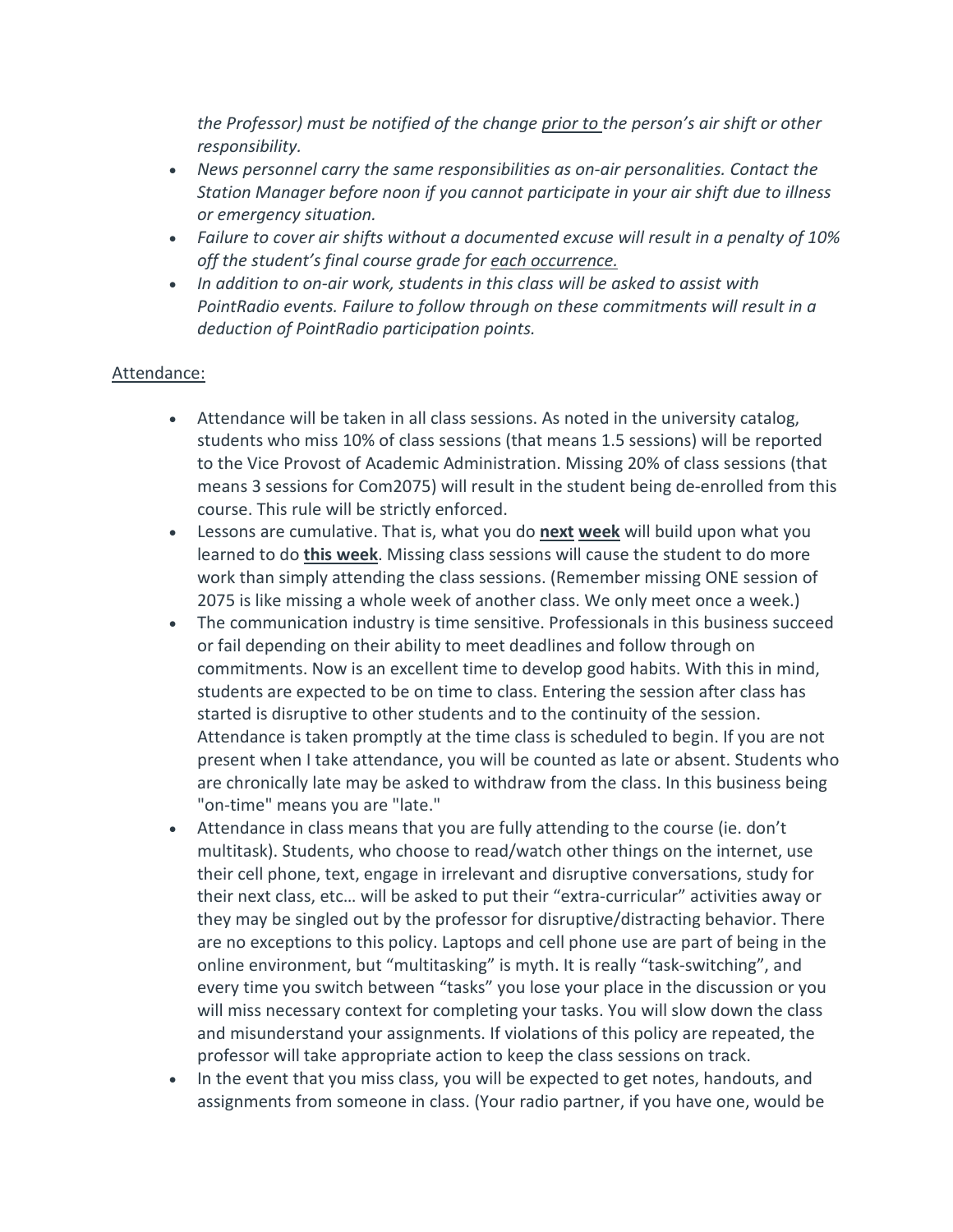*the Professor) must be notified of the change <u>prior to</u> the person's air shift or other responsibility.*

- *News personnel carry the same responsibilities as on-air personalities. Contact the Station Manager before noon if you cannot participate in your air shift due to illness or emergency situation.*
- *Failure to cover air shifts without a documented excuse will result in a penalty of 10% off the student's final course grade for <u>each occurrence.</u>*
- *In addition to on-air work, students in this class will be asked to assist with PointRadio events. Failure to follow through on these commitments will result in a deduction of PointRadio participation points.*

<u>Attendance:</u>

- Attendance will be taken in all class sessions. As noted in the university catalog, students who miss 10% of class sessions (that means 1.5 sessions) will be reported to the Vice Provost of Academic Administration. Missing 20% of class sessions (that means 3 sessions for Com2075) will result in the student being de-enrolled from this course. This rule will be strictly enforced.
- Lessons are cumulative. That is, what you do **<u>next</u>** **<u>week</u>** will build upon what you learned to do **<u>this week</u>**. Missing class sessions will cause the student to do more work than simply attending the class sessions. (Remember missing ONE session of 2075 is like missing a whole week of another class. We only meet once a week.)
- The communication industry is time sensitive. Professionals in this business succeed or fail depending on their ability to meet deadlines and follow through on commitments. Now is an excellent time to develop good habits. With this in mind, students are expected to be on time to class. Entering the session after class has started is disruptive to other students and to the continuity of the session. Attendance is taken promptly at the time class is scheduled to begin. If you are not present when I take attendance, you will be counted as late or absent. Students who are chronically late may be asked to withdraw from the class. In this business being "on-time" means you are "late."
- Attendance in class means that you are fully attending to the course (ie. don't multitask). Students, who choose to read/watch other things on the internet, use their cell phone, text, engage in irrelevant and disruptive conversations, study for their next class, etc… will be asked to put their "extra-curricular" activities away or they may be singled out by the professor for disruptive/distracting behavior. There are no exceptions to this policy. Laptops and cell phone use are part of being in the online environment, but "multitasking" is myth. It is really "task-switching", and every time you switch between "tasks" you lose your place in the discussion or you will miss necessary context for completing your tasks. You will slow down the class and misunderstand your assignments. If violations of this policy are repeated, the professor will take appropriate action to keep the class sessions on track.
- In the event that you miss class, you will be expected to get notes, handouts, and assignments from someone in class. (Your radio partner, if you have one, would be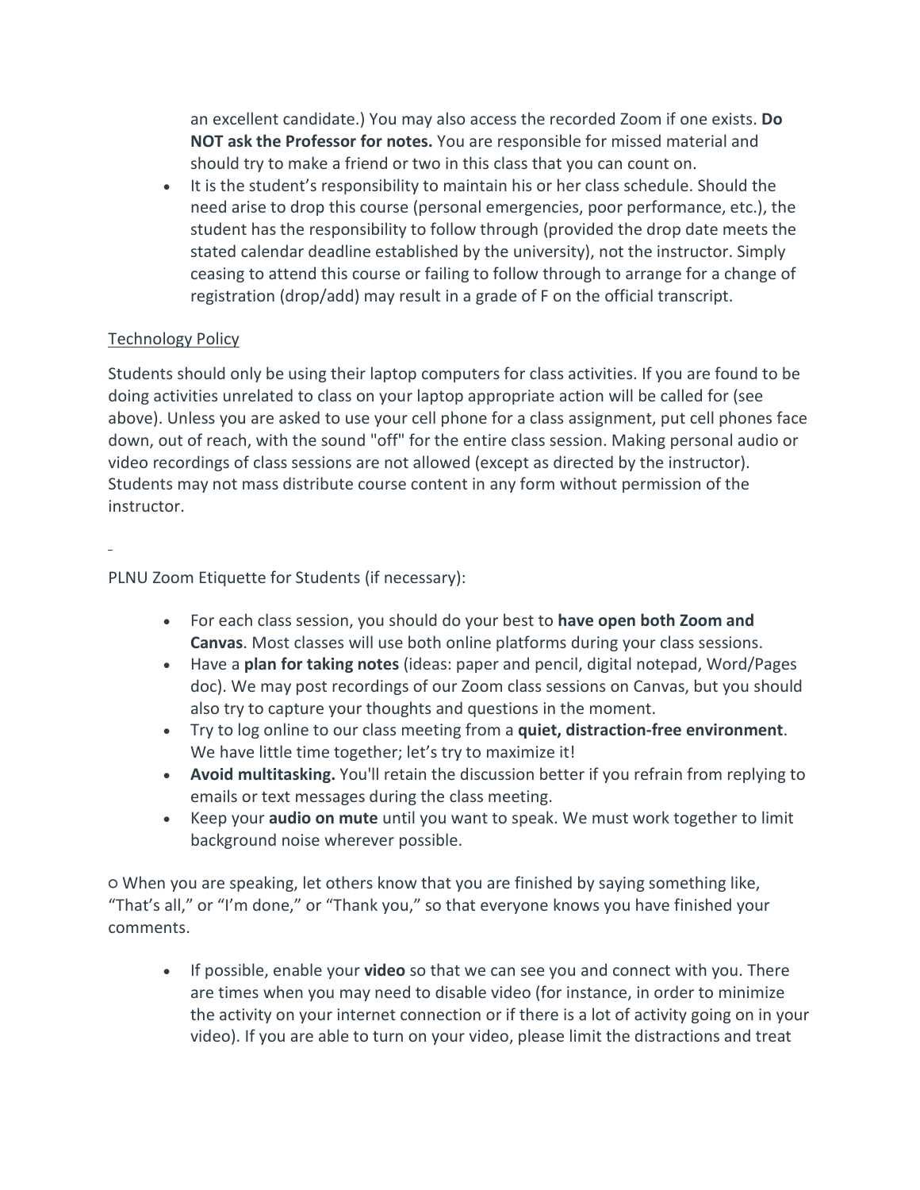an excellent candidate.) You may also access the recorded Zoom if one exists. **Do NOT ask the Professor for notes.** You are responsible for missed material and should try to make a friend or two in this class that you can count on.

- It is the student's responsibility to maintain his or her class schedule. Should the need arise to drop this course (personal emergencies, poor performance, etc.), the student has the responsibility to follow through (provided the drop date meets the stated calendar deadline established by the university), not the instructor. Simply ceasing to attend this course or failing to follow through to arrange for a change of registration (drop/add) may result in a grade of F on the official transcript.

Technology Policy

Students should only be using their laptop computers for class activities. If you are found to be doing activities unrelated to class on your laptop appropriate action will be called for (see above). Unless you are asked to use your cell phone for a class assignment, put cell phones face down, out of reach, with the sound "off" for the entire class session. Making personal audio or video recordings of class sessions are not allowed (except as directed by the instructor). Students may not mass distribute course content in any form without permission of the instructor.

PLNU Zoom Etiquette for Students (if necessary):

- For each class session, you should do your best to **have open both Zoom and Canvas**. Most classes will use both online platforms during your class sessions.
- Have a **plan for taking notes** (ideas: paper and pencil, digital notepad, Word/Pages doc). We may post recordings of our Zoom class sessions on Canvas, but you should also try to capture your thoughts and questions in the moment.
- Try to log online to our class meeting from a **quiet, distraction-free environment**. We have little time together; let's try to maximize it!
- **Avoid multitasking.** You'll retain the discussion better if you refrain from replying to emails or text messages during the class meeting.
- Keep your **audio on mute** until you want to speak. We must work together to limit background noise wherever possible.

○ When you are speaking, let others know that you are finished by saying something like, "That's all," or "I'm done," or "Thank you," so that everyone knows you have finished your comments.

- If possible, enable your **video** so that we can see you and connect with you. There are times when you may need to disable video (for instance, in order to minimize the activity on your internet connection or if there is a lot of activity going on in your video). If you are able to turn on your video, please limit the distractions and treat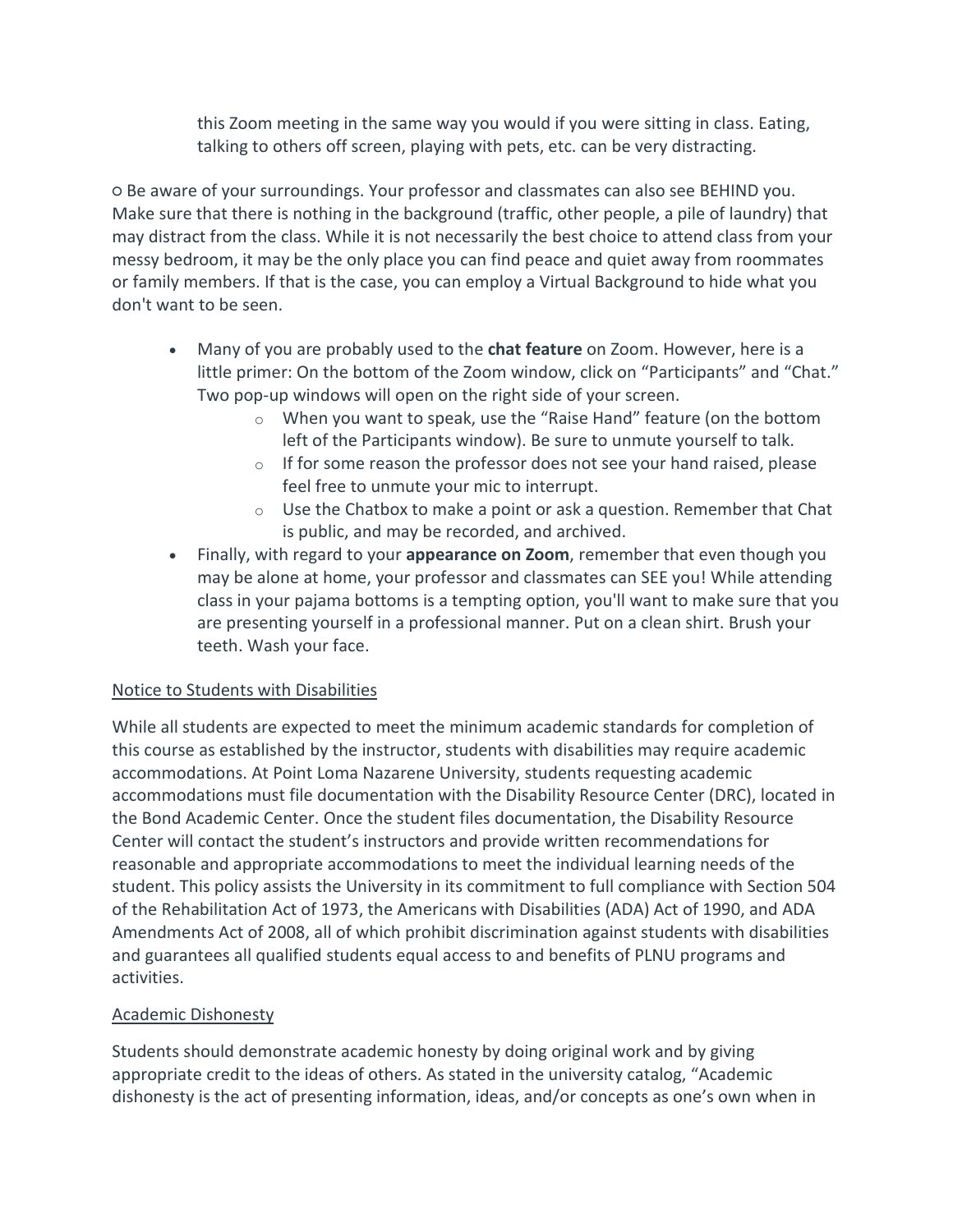this Zoom meeting in the same way you would if you were sitting in class. Eating, talking to others off screen, playing with pets, etc. can be very distracting.

○ Be aware of your surroundings. Your professor and classmates can also see BEHIND you. Make sure that there is nothing in the background (traffic, other people, a pile of laundry) that may distract from the class. While it is not necessarily the best choice to attend class from your messy bedroom, it may be the only place you can find peace and quiet away from roommates or family members. If that is the case, you can employ a Virtual Background to hide what you don't want to be seen.

- Many of you are probably used to the **chat feature** on Zoom. However, here is a little primer: On the bottom of the Zoom window, click on "Participants" and "Chat." Two pop-up windows will open on the right side of your screen.
    - When you want to speak, use the "Raise Hand" feature (on the bottom left of the Participants window). Be sure to unmute yourself to talk.
    - If for some reason the professor does not see your hand raised, please feel free to unmute your mic to interrupt.
    - Use the Chatbox to make a point or ask a question. Remember that Chat is public, and may be recorded, and archived.
- Finally, with regard to your **appearance on Zoom**, remember that even though you may be alone at home, your professor and classmates can SEE you! While attending class in your pajama bottoms is a tempting option, you'll want to make sure that you are presenting yourself in a professional manner. Put on a clean shirt. Brush your teeth. Wash your face.

<u>Notice to Students with Disabilities</u>

While all students are expected to meet the minimum academic standards for completion of this course as established by the instructor, students with disabilities may require academic accommodations. At Point Loma Nazarene University, students requesting academic accommodations must file documentation with the Disability Resource Center (DRC), located in the Bond Academic Center. Once the student files documentation, the Disability Resource Center will contact the student's instructors and provide written recommendations for reasonable and appropriate accommodations to meet the individual learning needs of the student. This policy assists the University in its commitment to full compliance with Section 504 of the Rehabilitation Act of 1973, the Americans with Disabilities (ADA) Act of 1990, and ADA Amendments Act of 2008, all of which prohibit discrimination against students with disabilities and guarantees all qualified students equal access to and benefits of PLNU programs and activities.

<u>Academic Dishonesty</u>

Students should demonstrate academic honesty by doing original work and by giving appropriate credit to the ideas of others. As stated in the university catalog, "Academic dishonesty is the act of presenting information, ideas, and/or concepts as one's own when in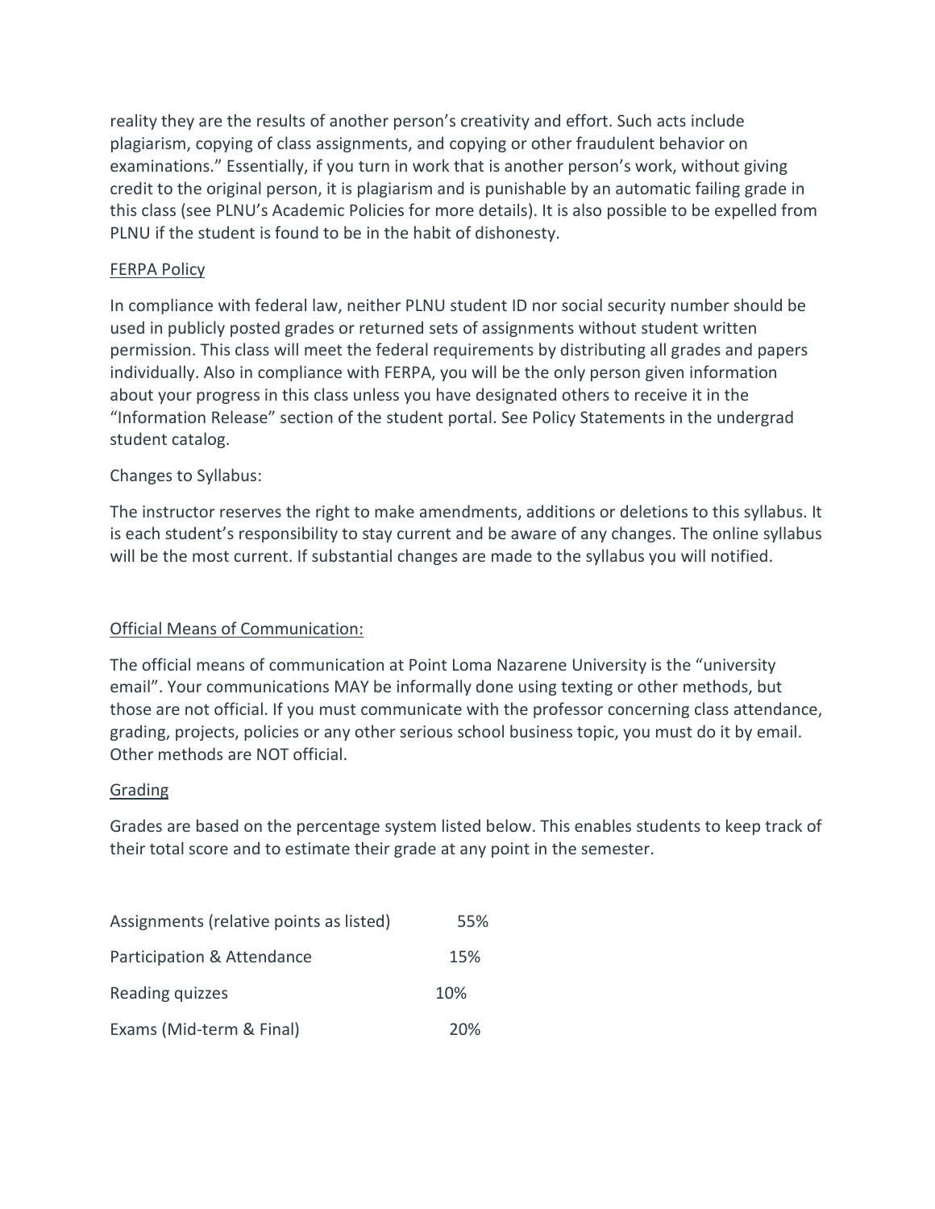reality they are the results of another person's creativity and effort. Such acts include plagiarism, copying of class assignments, and copying or other fraudulent behavior on examinations." Essentially, if you turn in work that is another person's work, without giving credit to the original person, it is plagiarism and is punishable by an automatic failing grade in this class (see PLNU's Academic Policies for more details). It is also possible to be expelled from PLNU if the student is found to be in the habit of dishonesty.

<u>FERPA Policy</u>

In compliance with federal law, neither PLNU student ID nor social security number should be used in publicly posted grades or returned sets of assignments without student written permission. This class will meet the federal requirements by distributing all grades and papers individually. Also in compliance with FERPA, you will be the only person given information about your progress in this class unless you have designated others to receive it in the "Information Release" section of the student portal. See Policy Statements in the undergrad student catalog.

Changes to Syllabus:

The instructor reserves the right to make amendments, additions or deletions to this syllabus. It is each student's responsibility to stay current and be aware of any changes. The online syllabus will be the most current. If substantial changes are made to the syllabus you will notified.

<u>Official Means of Communication:</u>

The official means of communication at Point Loma Nazarene University is the "university email". Your communications MAY be informally done using texting or other methods, but those are not official. If you must communicate with the professor concerning class attendance, grading, projects, policies or any other serious school business topic, you must do it by email. Other methods are NOT official.

<u>Grading</u>

Grades are based on the percentage system listed below. This enables students to keep track of their total score and to estimate their grade at any point in the semester.

| | |
|---|---|
| Assignments (relative points as listed) | 55% |
| Participation & Attendance | 15% |
| Reading quizzes | 10% |
| Exams (Mid-term & Final) | 20% |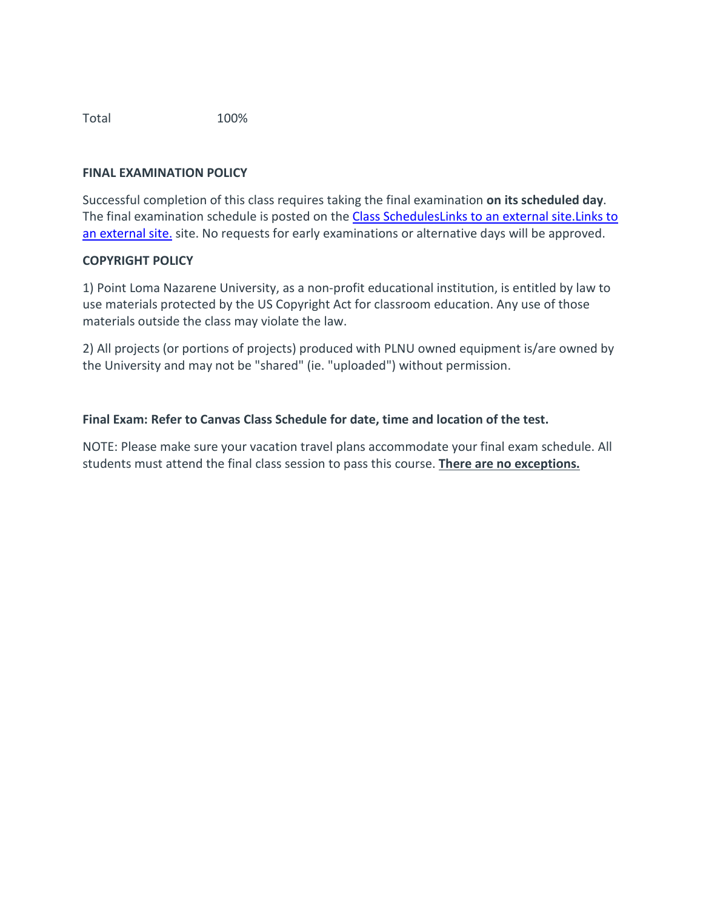| | |
|---|---|
| Total | 100% |

**FINAL EXAMINATION POLICY**

Successful completion of this class requires taking the final examination **on its scheduled day**. The final examination schedule is posted on the Class SchedulesLinks to an external site.Links to an external site. site. No requests for early examinations or alternative days will be approved.

**COPYRIGHT POLICY**

1) Point Loma Nazarene University, as a non-profit educational institution, is entitled by law to use materials protected by the US Copyright Act for classroom education. Any use of those materials outside the class may violate the law.

2) All projects (or portions of projects) produced with PLNU owned equipment is/are owned by the University and may not be "shared" (ie. "uploaded") without permission.

**Final Exam: Refer to Canvas Class Schedule for date, time and location of the test.**

NOTE: Please make sure your vacation travel plans accommodate your final exam schedule. All students must attend the final class session to pass this course. **There are no exceptions.**